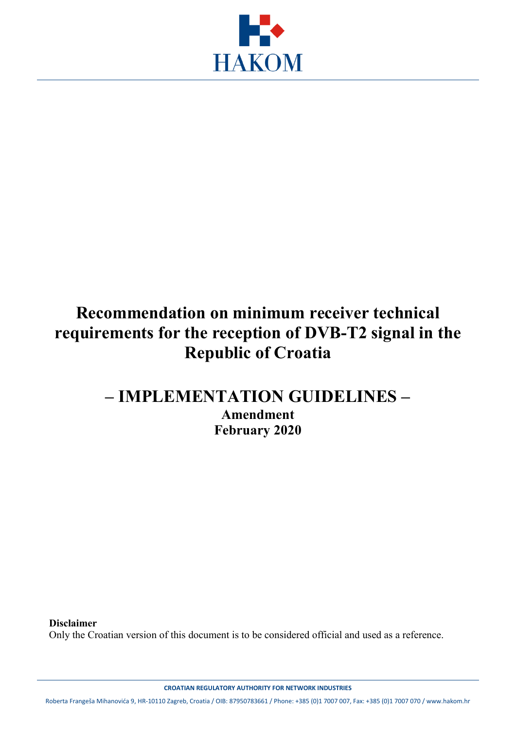HAKOM

# Recommendation on minimum receiver technical requirements for the reception of DVB-T2 signal in the Republic of Croatia

## – IMPLEMENTATION GUIDELINES –

### Amendment
### February 2020

**Disclaimer**
Only the Croatian version of this document is to be considered official and used as a reference.

**CROATIAN REGULATORY AUTHORITY FOR NETWORK INDUSTRIES**

Roberta Frangeša Mihanovića 9, HR-10110 Zagreb, Croatia / OIB: 87950783661 / Phone: +385 (0)1 7007 007, Fax: +385 (0)1 7007 070 / www.hakom.hr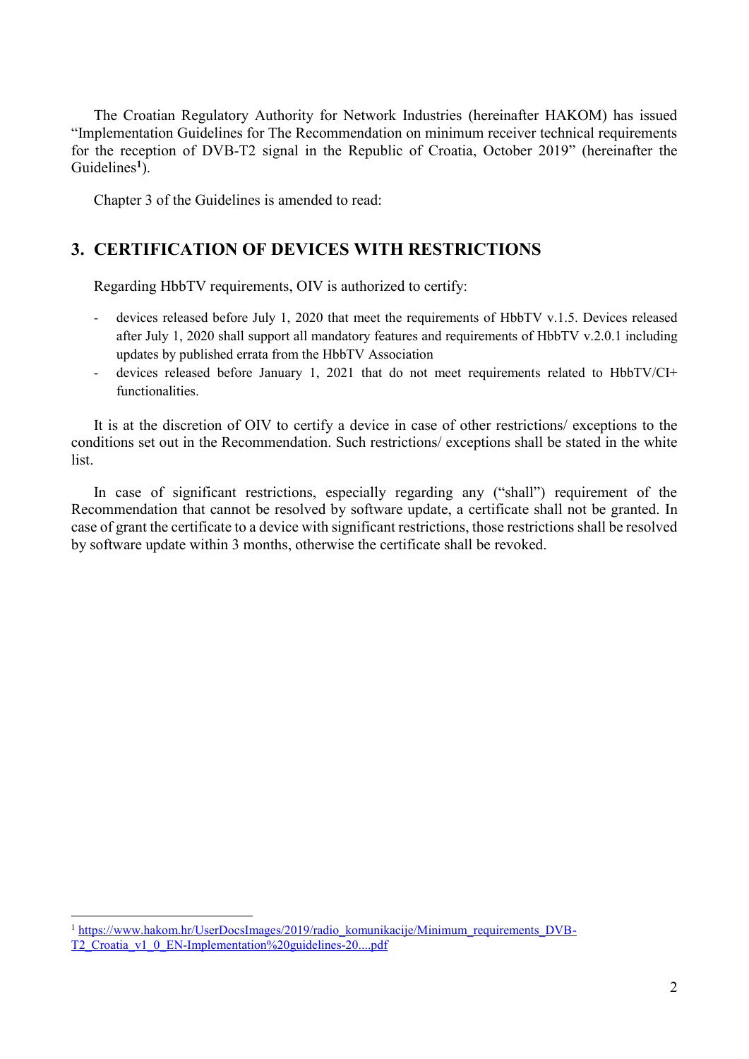The Croatian Regulatory Authority for Network Industries (hereinafter HAKOM) has issued "Implementation Guidelines for The Recommendation on minimum receiver technical requirements for the reception of DVB-T2 signal in the Republic of Croatia, October 2019" (hereinafter the Guidelines[1]).

Chapter 3 of the Guidelines is amended to read:

## 3. CERTIFICATION OF DEVICES WITH RESTRICTIONS

Regarding HbbTV requirements, OIV is authorized to certify:

- devices released before July 1, 2020 that meet the requirements of HbbTV v.1.5. Devices released after July 1, 2020 shall support all mandatory features and requirements of HbbTV v.2.0.1 including updates by published errata from the HbbTV Association
- devices released before January 1, 2021 that do not meet requirements related to HbbTV/CI+ functionalities.

It is at the discretion of OIV to certify a device in case of other restrictions/ exceptions to the conditions set out in the Recommendation. Such restrictions/ exceptions shall be stated in the white list.

In case of significant restrictions, especially regarding any ("shall") requirement of the Recommendation that cannot be resolved by software update, a certificate shall not be granted. In case of grant the certificate to a device with significant restrictions, those restrictions shall be resolved by software update within 3 months, otherwise the certificate shall be revoked.

---

[1] https://www.hakom.hr/UserDocsImages/2019/radio_komunikacije/Minimum_requirements_DVB-T2_Croatia_v1_0_EN-Implementation%20guidelines-20....pdf